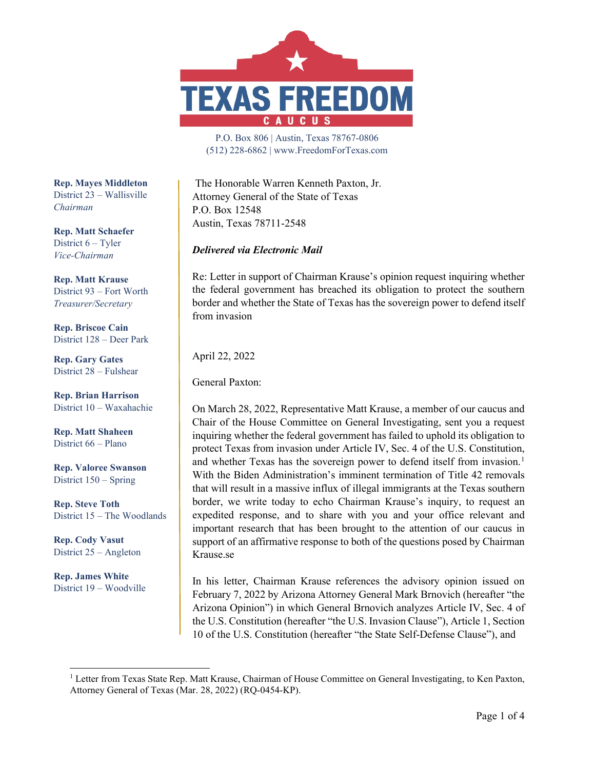# TEXAS FREEDOM CAUCUS

P.O. Box 806 | Austin, Texas 78767-0806
(512) 228-6862 | www.FreedomForTexas.com

**Rep. Mayes Middleton**
District 23 – Wallisville
*Chairman*

**Rep. Matt Schaefer**
District 6 – Tyler
*Vice-Chairman*

**Rep. Matt Krause**
District 93 – Fort Worth
*Treasurer/Secretary*

**Rep. Briscoe Cain**
District 128 – Deer Park

**Rep. Gary Gates**
District 28 – Fulshear

**Rep. Brian Harrison**
District 10 – Waxahachie

**Rep. Matt Shaheen**
District 66 – Plano

**Rep. Valoree Swanson**
District 150 – Spring

**Rep. Steve Toth**
District 15 – The Woodlands

**Rep. Cody Vasut**
District 25 – Angleton

**Rep. James White**
District 19 – Woodville

The Honorable Warren Kenneth Paxton, Jr.
Attorney General of the State of Texas
P.O. Box 12548
Austin, Texas 78711-2548

***Delivered via Electronic Mail***

Re: Letter in support of Chairman Krause's opinion request inquiring whether the federal government has breached its obligation to protect the southern border and whether the State of Texas has the sovereign power to defend itself from invasion

April 22, 2022

General Paxton:

On March 28, 2022, Representative Matt Krause, a member of our caucus and Chair of the House Committee on General Investigating, sent you a request inquiring whether the federal government has failed to uphold its obligation to protect Texas from invasion under Article IV, Sec. 4 of the U.S. Constitution, and whether Texas has the sovereign power to defend itself from invasion.[1] With the Biden Administration's imminent termination of Title 42 removals that will result in a massive influx of illegal immigrants at the Texas southern border, we write today to echo Chairman Krause's inquiry, to request an expedited response, and to share with you and your office relevant and important research that has been brought to the attention of our caucus in support of an affirmative response to both of the questions posed by Chairman Krause.se

In his letter, Chairman Krause references the advisory opinion issued on February 7, 2022 by Arizona Attorney General Mark Brnovich (hereafter "the Arizona Opinion") in which General Brnovich analyzes Article IV, Sec. 4 of the U.S. Constitution (hereafter "the U.S. Invasion Clause"), Article 1, Section 10 of the U.S. Constitution (hereafter "the State Self-Defense Clause"), and

[1] Letter from Texas State Rep. Matt Krause, Chairman of House Committee on General Investigating, to Ken Paxton, Attorney General of Texas (Mar. 28, 2022) (RQ-0454-KP).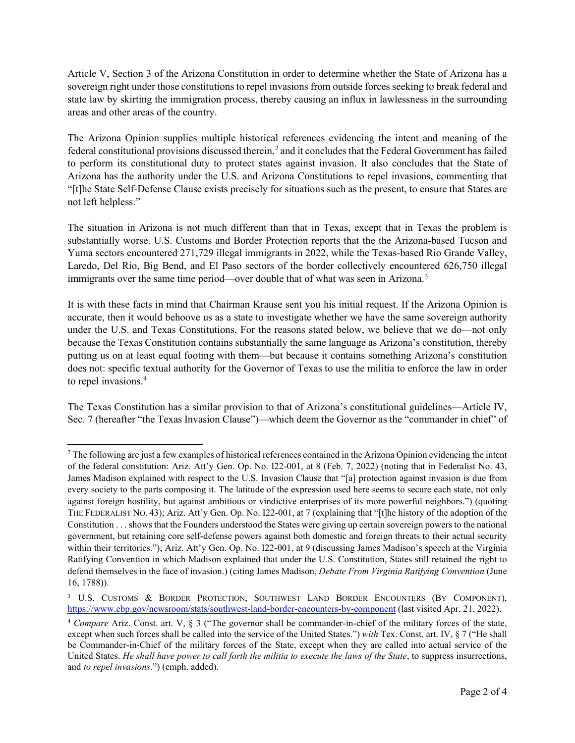Article V, Section 3 of the Arizona Constitution in order to determine whether the State of Arizona has a sovereign right under those constitutions to repel invasions from outside forces seeking to break federal and state law by skirting the immigration process, thereby causing an influx in lawlessness in the surrounding areas and other areas of the country.

The Arizona Opinion supplies multiple historical references evidencing the intent and meaning of the federal constitutional provisions discussed therein,[2] and it concludes that the Federal Government has failed to perform its constitutional duty to protect states against invasion. It also concludes that the State of Arizona has the authority under the U.S. and Arizona Constitutions to repel invasions, commenting that "[t]he State Self-Defense Clause exists precisely for situations such as the present, to ensure that States are not left helpless."

The situation in Arizona is not much different than that in Texas, except that in Texas the problem is substantially worse. U.S. Customs and Border Protection reports that the the Arizona-based Tucson and Yuma sectors encountered 271,729 illegal immigrants in 2022, while the Texas-based Rio Grande Valley, Laredo, Del Rio, Big Bend, and El Paso sectors of the border collectively encountered 626,750 illegal immigrants over the same time period—over double that of what was seen in Arizona.[3]

It is with these facts in mind that Chairman Krause sent you his initial request. If the Arizona Opinion is accurate, then it would behoove us as a state to investigate whether we have the same sovereign authority under the U.S. and Texas Constitutions. For the reasons stated below, we believe that we do—not only because the Texas Constitution contains substantially the same language as Arizona's constitution, thereby putting us on at least equal footing with them—but because it contains something Arizona's constitution does not: specific textual authority for the Governor of Texas to use the militia to enforce the law in order to repel invasions.[4]

The Texas Constitution has a similar provision to that of Arizona's constitutional guidelines—Article IV, Sec. 7 (hereafter "the Texas Invasion Clause")—which deem the Governor as the "commander in chief" of

---

[2] The following are just a few examples of historical references contained in the Arizona Opinion evidencing the intent of the federal constitution: Ariz. Att'y Gen. Op. No. I22-001, at 8 (Feb. 7, 2022) (noting that in Federalist No. 43, James Madison explained with respect to the U.S. Invasion Clause that "[a] protection against invasion is due from every society to the parts composing it. The latitude of the expression used here seems to secure each state, not only against foreign hostility, but against ambitious or vindictive enterprises of its more powerful neighbors.") (quoting THE FEDERALIST NO. 43); Ariz. Att'y Gen. Op. No. I22-001, at 7 (explaining that "[t]he history of the adoption of the Constitution . . . shows that the Founders understood the States were giving up certain sovereign powers to the national government, but retaining core self-defense powers against both domestic and foreign threats to their actual security within their territories."); Ariz. Att'y Gen. Op. No. I22-001, at 9 (discussing James Madison's speech at the Virginia Ratifying Convention in which Madison explained that under the U.S. Constitution, States still retained the right to defend themselves in the face of invasion.) (citing James Madison, *Debate From Virginia Ratifying Convention* (June 16, 1788)).

[3] U.S. CUSTOMS & BORDER PROTECTION, SOUTHWEST LAND BORDER ENCOUNTERS (BY COMPONENT), https://www.cbp.gov/newsroom/stats/southwest-land-border-encounters-by-component (last visited Apr. 21, 2022).

[4] *Compare* Ariz. Const. art. V, § 3 ("The governor shall be commander-in-chief of the military forces of the state, except when such forces shall be called into the service of the United States.") *with* Tex. Const. art. IV, § 7 ("He shall be Commander-in-Chief of the military forces of the State, except when they are called into actual service of the United States. *He shall have power to call forth the militia to execute the laws of the State*, to suppress insurrections, and *to repel invasions*.") (emph. added).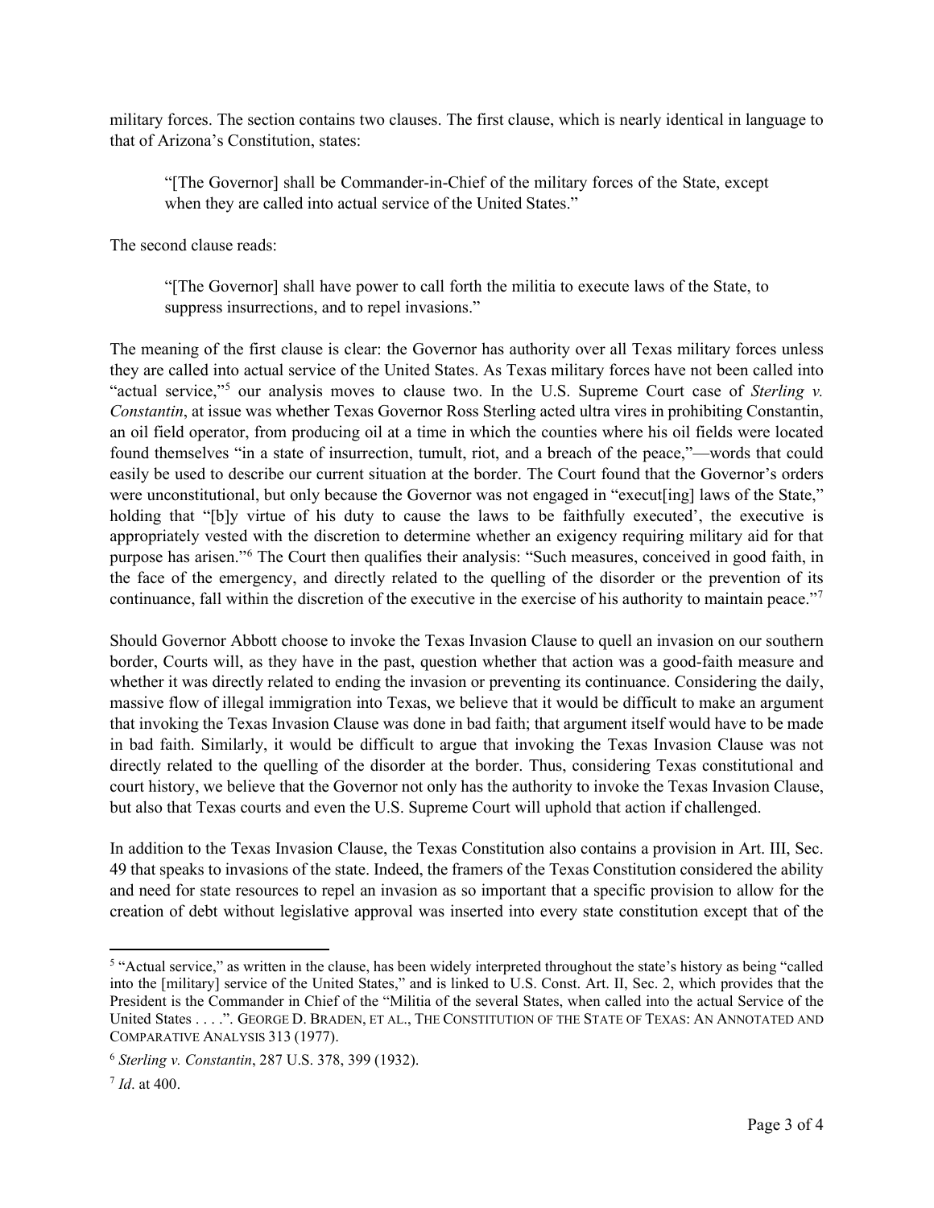military forces. The section contains two clauses. The first clause, which is nearly identical in language to that of Arizona's Constitution, states:

> "[The Governor] shall be Commander-in-Chief of the military forces of the State, except when they are called into actual service of the United States."

The second clause reads:

> "[The Governor] shall have power to call forth the militia to execute laws of the State, to suppress insurrections, and to repel invasions."

The meaning of the first clause is clear: the Governor has authority over all Texas military forces unless they are called into actual service of the United States. As Texas military forces have not been called into "actual service,"[5] our analysis moves to clause two. In the U.S. Supreme Court case of *Sterling v. Constantin*, at issue was whether Texas Governor Ross Sterling acted ultra vires in prohibiting Constantin, an oil field operator, from producing oil at a time in which the counties where his oil fields were located found themselves "in a state of insurrection, tumult, riot, and a breach of the peace,"—words that could easily be used to describe our current situation at the border. The Court found that the Governor's orders were unconstitutional, but only because the Governor was not engaged in "execut[ing] laws of the State," holding that "[b]y virtue of his duty to cause the laws to be faithfully executed', the executive is appropriately vested with the discretion to determine whether an exigency requiring military aid for that purpose has arisen."[6] The Court then qualifies their analysis: "Such measures, conceived in good faith, in the face of the emergency, and directly related to the quelling of the disorder or the prevention of its continuance, fall within the discretion of the executive in the exercise of his authority to maintain peace."[7]

Should Governor Abbott choose to invoke the Texas Invasion Clause to quell an invasion on our southern border, Courts will, as they have in the past, question whether that action was a good-faith measure and whether it was directly related to ending the invasion or preventing its continuance. Considering the daily, massive flow of illegal immigration into Texas, we believe that it would be difficult to make an argument that invoking the Texas Invasion Clause was done in bad faith; that argument itself would have to be made in bad faith. Similarly, it would be difficult to argue that invoking the Texas Invasion Clause was not directly related to the quelling of the disorder at the border. Thus, considering Texas constitutional and court history, we believe that the Governor not only has the authority to invoke the Texas Invasion Clause, but also that Texas courts and even the U.S. Supreme Court will uphold that action if challenged.

In addition to the Texas Invasion Clause, the Texas Constitution also contains a provision in Art. III, Sec. 49 that speaks to invasions of the state. Indeed, the framers of the Texas Constitution considered the ability and need for state resources to repel an invasion as so important that a specific provision to allow for the creation of debt without legislative approval was inserted into every state constitution except that of the

---

[5] "Actual service," as written in the clause, has been widely interpreted throughout the state's history as being "called into the [military] service of the United States," and is linked to U.S. Const. Art. II, Sec. 2, which provides that the President is the Commander in Chief of the "Militia of the several States, when called into the actual Service of the United States . . . .". GEORGE D. BRADEN, ET AL., THE CONSTITUTION OF THE STATE OF TEXAS: AN ANNOTATED AND COMPARATIVE ANALYSIS 313 (1977).

[6] *Sterling v. Constantin*, 287 U.S. 378, 399 (1932).

[7] *Id*. at 400.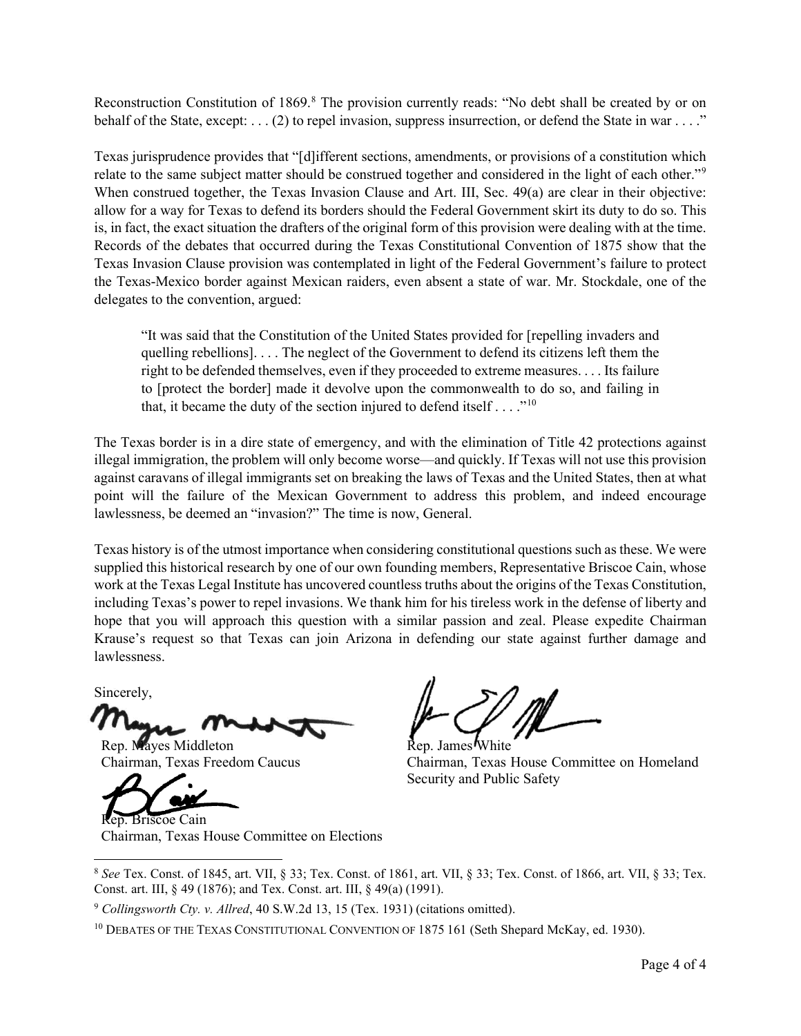Reconstruction Constitution of 1869.[8] The provision currently reads: "No debt shall be created by or on behalf of the State, except: . . . (2) to repel invasion, suppress insurrection, or defend the State in war . . . ."

Texas jurisprudence provides that "[d]ifferent sections, amendments, or provisions of a constitution which relate to the same subject matter should be construed together and considered in the light of each other."[9] When construed together, the Texas Invasion Clause and Art. III, Sec. 49(a) are clear in their objective: allow for a way for Texas to defend its borders should the Federal Government skirt its duty to do so. This is, in fact, the exact situation the drafters of the original form of this provision were dealing with at the time. Records of the debates that occurred during the Texas Constitutional Convention of 1875 show that the Texas Invasion Clause provision was contemplated in light of the Federal Government's failure to protect the Texas-Mexico border against Mexican raiders, even absent a state of war. Mr. Stockdale, one of the delegates to the convention, argued:

> "It was said that the Constitution of the United States provided for [repelling invaders and quelling rebellions]. . . . The neglect of the Government to defend its citizens left them the right to be defended themselves, even if they proceeded to extreme measures. . . . Its failure to [protect the border] made it devolve upon the commonwealth to do so, and failing in that, it became the duty of the section injured to defend itself . . . ."[10]

The Texas border is in a dire state of emergency, and with the elimination of Title 42 protections against illegal immigration, the problem will only become worse—and quickly. If Texas will not use this provision against caravans of illegal immigrants set on breaking the laws of Texas and the United States, then at what point will the failure of the Mexican Government to address this problem, and indeed encourage lawlessness, be deemed an "invasion?" The time is now, General.

Texas history is of the utmost importance when considering constitutional questions such as these. We were supplied this historical research by one of our own founding members, Representative Briscoe Cain, whose work at the Texas Legal Institute has uncovered countless truths about the origins of the Texas Constitution, including Texas's power to repel invasions. We thank him for his tireless work in the defense of liberty and hope that you will approach this question with a similar passion and zeal. Please expedite Chairman Krause's request so that Texas can join Arizona in defending our state against further damage and lawlessness.

Sincerely,

Rep. Mayes Middleton
Chairman, Texas Freedom Caucus

Rep. James White
Chairman, Texas House Committee on Homeland Security and Public Safety

Rep. Briscoe Cain
Chairman, Texas House Committee on Elections

---

[8] *See* Tex. Const. of 1845, art. VII, § 33; Tex. Const. of 1861, art. VII, § 33; Tex. Const. of 1866, art. VII, § 33; Tex. Const. art. III, § 49 (1876); and Tex. Const. art. III, § 49(a) (1991).

[9] *Collingsworth Cty. v. Allred*, 40 S.W.2d 13, 15 (Tex. 1931) (citations omitted).

[10] DEBATES OF THE TEXAS CONSTITUTIONAL CONVENTION OF 1875 161 (Seth Shepard McKay, ed. 1930).